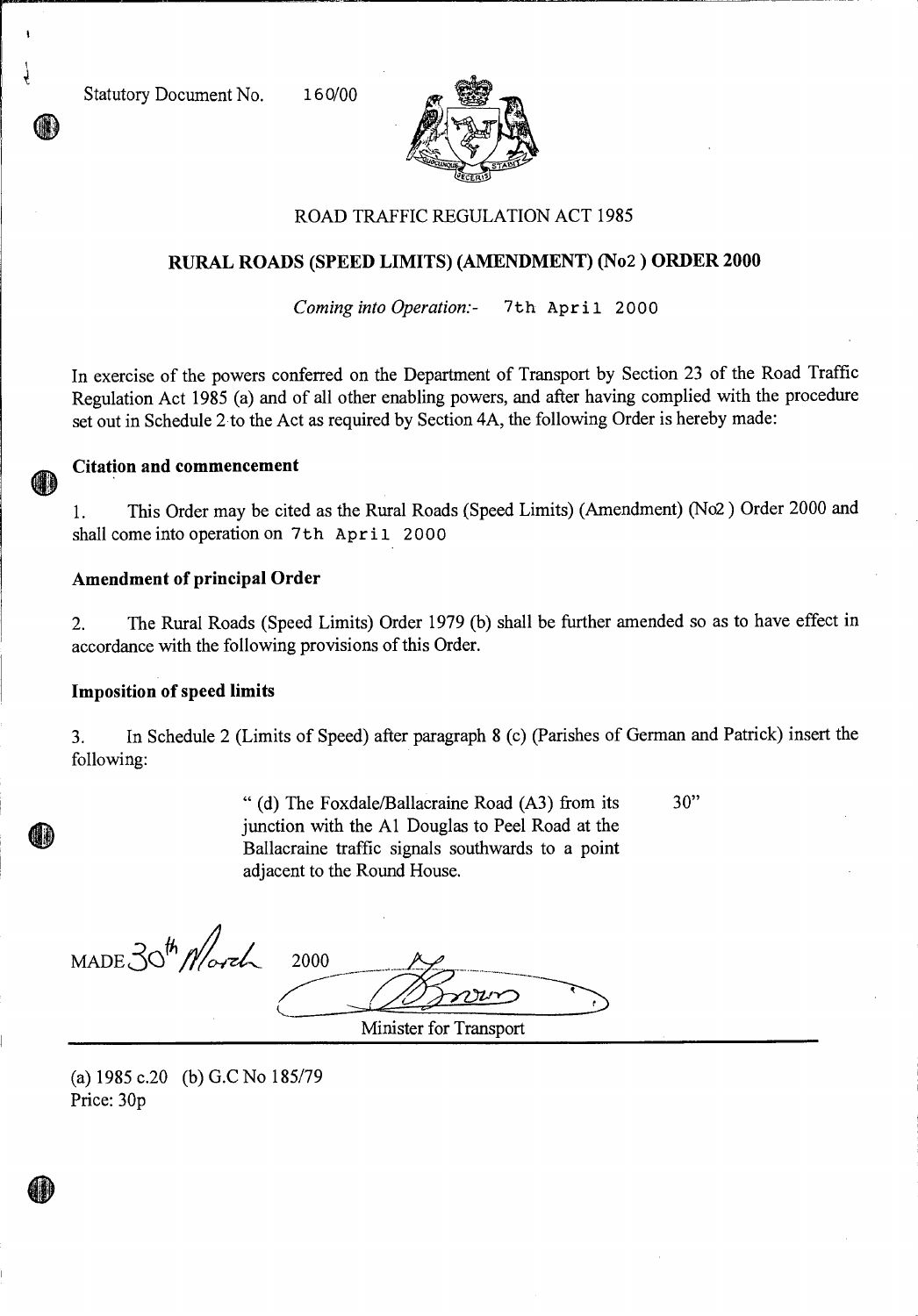Statutory Document No. 160/00

ROAD TRAFFIC REGULATION ACT 1985

# RURAL ROADS (SPEED LIMITS) (AMENDMENT) (No2 ) ORDER 2000

*Coming into Operation:-* 7th April 2000

In exercise of the powers conferred on the Department of Transport by Section 23 of the Road Traffic Regulation Act 1985 (a) and of all other enabling powers, and after having complied with the procedure set out in Schedule 2 to the Act as required by Section 4A, the following Order is hereby made:

### Citation and commencement

1. This Order may be cited as the Rural Roads (Speed Limits) (Amendment) (No2 ) Order 2000 and shall come into operation on 7th April 2000

### Amendment of principal Order

2. The Rural Roads (Speed Limits) Order 1979 (b) shall be further amended so as to have effect in accordance with the following provisions of this Order.

### Imposition of speed limits

3. In Schedule 2 (Limits of Speed) after paragraph 8 (c) (Parishes of German and Patrick) insert the following:

| | |
|---|---|
| " (d) The Foxdale/Ballacraine Road (A3) from its junction with the A1 Douglas to Peel Road at the Ballacraine traffic signals southwards to a point adjacent to the Round House. | 30" |

MADE 30th March 2000

Minister for Transport

(a) 1985 c.20 (b) G.C No 185/79

Price: 30p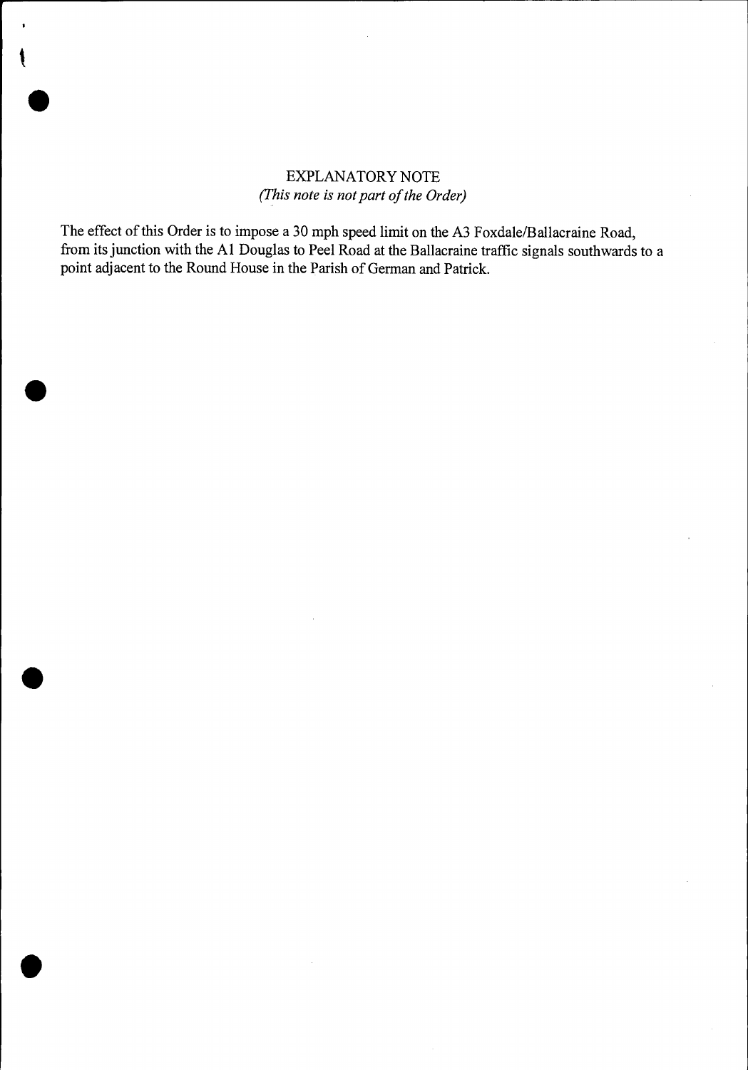# EXPLANATORY NOTE

*(This note is not part of the Order)*

The effect of this Order is to impose a 30 mph speed limit on the A3 Foxdale/Ballacraine Road, from its junction with the A1 Douglas to Peel Road at the Ballacraine traffic signals southwards to a point adjacent to the Round House in the Parish of German and Patrick.